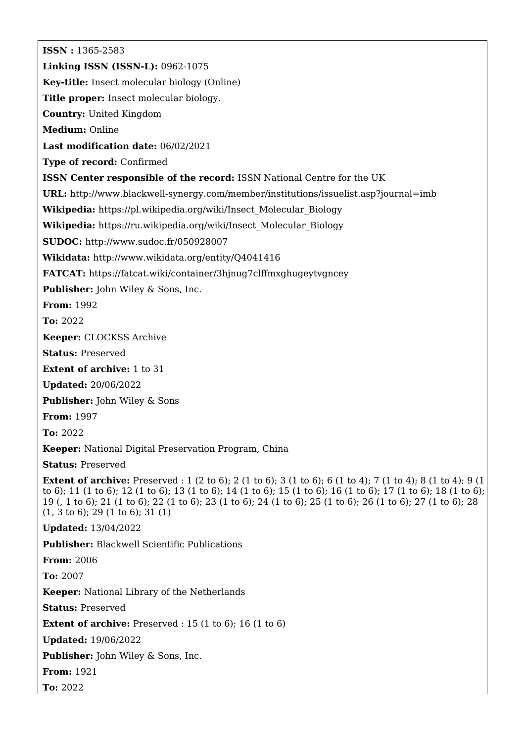**ISSN :** 1365-2583

**Linking ISSN (ISSN-L):** 0962-1075

**Key-title:** Insect molecular biology (Online)

**Title proper:** Insect molecular biology.

**Country:** United Kingdom

**Medium:** Online

**Last modification date:** 06/02/2021

**Type of record:** Confirmed

**ISSN Center responsible of the record:** ISSN National Centre for the UK

**URL:** http://www.blackwell-synergy.com/member/institutions/issuelist.asp?journal=imb

**Wikipedia:** https://pl.wikipedia.org/wiki/Insect_Molecular_Biology

**Wikipedia:** https://ru.wikipedia.org/wiki/Insect_Molecular_Biology

**SUDOC:** http://www.sudoc.fr/050928007

**Wikidata:** http://www.wikidata.org/entity/Q4041416

**FATCAT:** https://fatcat.wiki/container/3hjnug7clffmxghugeytvgncey

**Publisher:** John Wiley & Sons, Inc.

**From:** 1992

**To:** 2022

**Keeper:** CLOCKSS Archive

**Status:** Preserved

**Extent of archive:** 1 to 31

**Updated:** 20/06/2022

**Publisher:** John Wiley & Sons

**From:** 1997

**To:** 2022

**Keeper:** National Digital Preservation Program, China

**Status:** Preserved

**Extent of archive:** Preserved : 1 (2 to 6); 2 (1 to 6); 3 (1 to 6); 6 (1 to 4); 7 (1 to 4); 8 (1 to 4); 9 (1 to 6); 11 (1 to 6); 12 (1 to 6); 13 (1 to 6); 14 (1 to 6); 15 (1 to 6); 16 (1 to 6); 17 (1 to 6); 18 (1 to 6); 19 (, 1 to 6); 21 (1 to 6); 22 (1 to 6); 23 (1 to 6); 24 (1 to 6); 25 (1 to 6); 26 (1 to 6); 27 (1 to 6); 28 (1, 3 to 6); 29 (1 to 6); 31 (1)

**Updated:** 13/04/2022

**Publisher:** Blackwell Scientific Publications

**From:** 2006

**To:** 2007

**Keeper:** National Library of the Netherlands

**Status:** Preserved

**Extent of archive:** Preserved : 15 (1 to 6); 16 (1 to 6)

**Updated:** 19/06/2022

**Publisher:** John Wiley & Sons, Inc.

**From:** 1921

**To:** 2022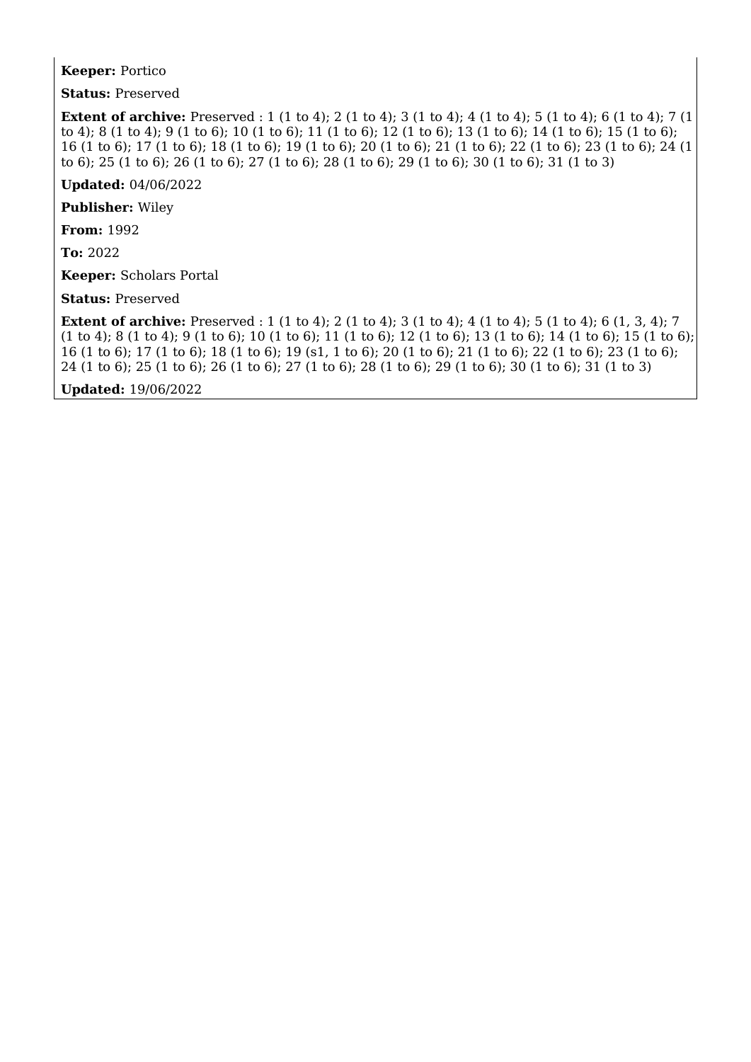**Keeper:** Portico

**Status:** Preserved

**Extent of archive:** Preserved : 1 (1 to 4); 2 (1 to 4); 3 (1 to 4); 4 (1 to 4); 5 (1 to 4); 6 (1 to 4); 7 (1 to 4); 8 (1 to 4); 9 (1 to 6); 10 (1 to 6); 11 (1 to 6); 12 (1 to 6); 13 (1 to 6); 14 (1 to 6); 15 (1 to 6); 16 (1 to 6); 17 (1 to 6); 18 (1 to 6); 19 (1 to 6); 20 (1 to 6); 21 (1 to 6); 22 (1 to 6); 23 (1 to 6); 24 (1 to 6); 25 (1 to 6); 26 (1 to 6); 27 (1 to 6); 28 (1 to 6); 29 (1 to 6); 30 (1 to 6); 31 (1 to 3)

**Updated:** 04/06/2022

**Publisher:** Wiley

**From:** 1992

**To:** 2022

**Keeper:** Scholars Portal

**Status:** Preserved

**Extent of archive:** Preserved : 1 (1 to 4); 2 (1 to 4); 3 (1 to 4); 4 (1 to 4); 5 (1 to 4); 6 (1, 3, 4); 7 (1 to 4); 8 (1 to 4); 9 (1 to 6); 10 (1 to 6); 11 (1 to 6); 12 (1 to 6); 13 (1 to 6); 14 (1 to 6); 15 (1 to 6); 16 (1 to 6); 17 (1 to 6); 18 (1 to 6); 19 (s1, 1 to 6); 20 (1 to 6); 21 (1 to 6); 22 (1 to 6); 23 (1 to 6); 24 (1 to 6); 25 (1 to 6); 26 (1 to 6); 27 (1 to 6); 28 (1 to 6); 29 (1 to 6); 30 (1 to 6); 31 (1 to 3)

**Updated:** 19/06/2022